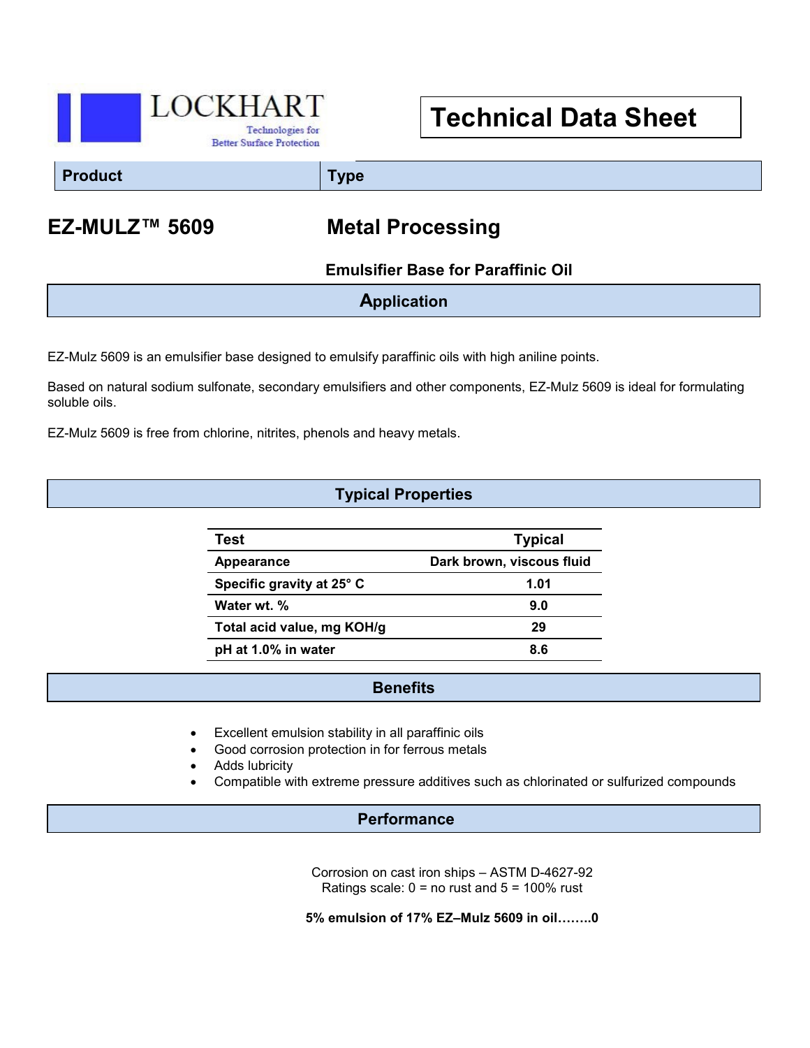LOCKHART

Technologies for Better Surface Protection

# Technical Data Sheet

| Product | Type |
| --- | --- |
| **EZ-MULZ™ 5609** | **Metal Processing** |
| | **Emulsifier Base for Paraffinic Oil** |

## Application

EZ-Mulz 5609 is an emulsifier base designed to emulsify paraffinic oils with high aniline points.

Based on natural sodium sulfonate, secondary emulsifiers and other components, EZ-Mulz 5609 is ideal for formulating soluble oils.

EZ-Mulz 5609 is free from chlorine, nitrites, phenols and heavy metals.

## Typical Properties

| Test | Typical |
| --- | --- |
| Appearance | Dark brown, viscous fluid |
| Specific gravity at 25° C | 1.01 |
| Water wt. % | 9.0 |
| Total acid value, mg KOH/g | 29 |
| pH at 1.0% in water | 8.6 |

## Benefits

- Excellent emulsion stability in all paraffinic oils
- Good corrosion protection in for ferrous metals
- Adds lubricity
- Compatible with extreme pressure additives such as chlorinated or sulfurized compounds

## Performance

Corrosion on cast iron ships – ASTM D-4627-92
Ratings scale: 0 = no rust and 5 = 100% rust

**5% emulsion of 17% EZ–Mulz 5609 in oil……..0**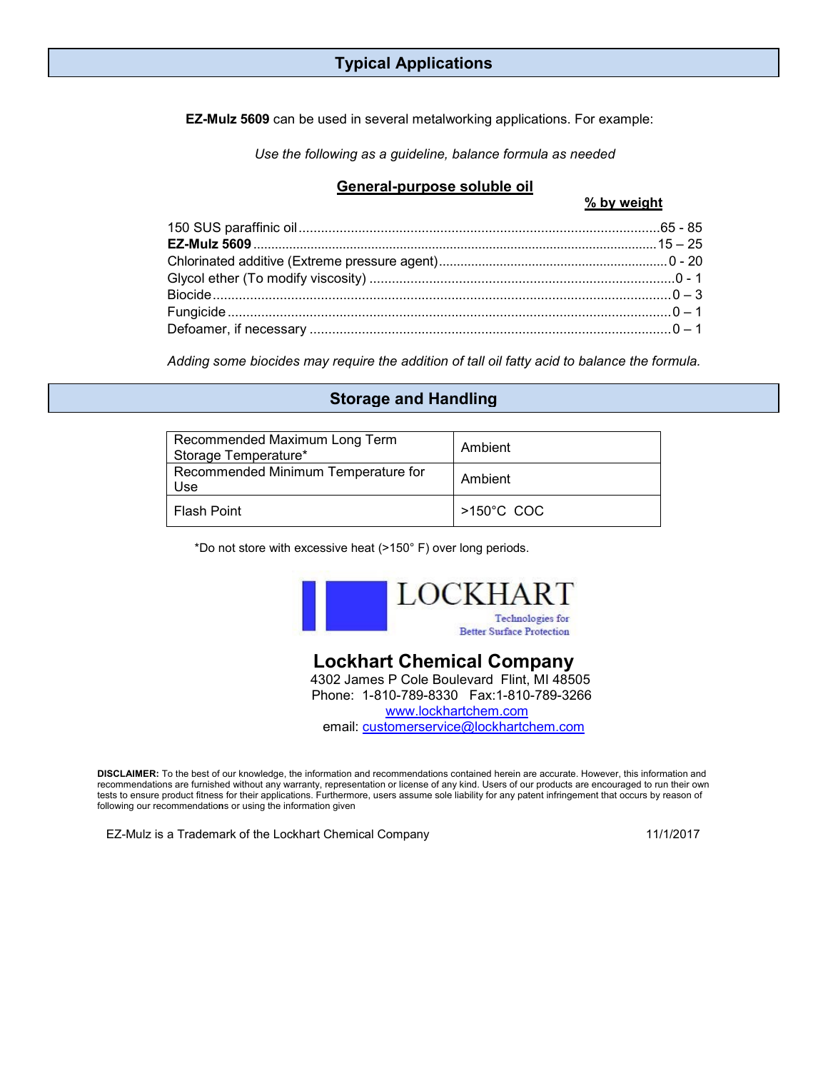## Typical Applications

**EZ-Mulz 5609** can be used in several metalworking applications. For example:

*Use the following as a guideline, balance formula as needed*

### General-purpose soluble oil

| | % by weight |
|---|---|
| 150 SUS paraffinic oil | 65 - 85 |
| **EZ-Mulz 5609** | 15 – 25 |
| Chlorinated additive (Extreme pressure agent) | 0 - 20 |
| Glycol ether (To modify viscosity) | 0 - 1 |
| Biocide | 0 – 3 |
| Fungicide | 0 – 1 |
| Defoamer, if necessary | 0 – 1 |

*Adding some biocides may require the addition of tall oil fatty acid to balance the formula.*

## Storage and Handling

| | |
|---|---|
| Recommended Maximum Long Term Storage Temperature* | Ambient |
| Recommended Minimum Temperature for Use | Ambient |
| Flash Point | >150°C COC |

*Do not store with excessive heat (>150° F) over long periods.

LOCKHART
Technologies for Better Surface Protection

**Lockhart Chemical Company**
4302 James P Cole Boulevard Flint, MI 48505
Phone: 1-810-789-8330 Fax:1-810-789-3266
www.lockhartchem.com
email: customerservice@lockhartchem.com

**DISCLAIMER:** To the best of our knowledge, the information and recommendations contained herein are accurate. However, this information and recommendations are furnished without any warranty, representation or license of any kind. Users of our products are encouraged to run their own tests to ensure product fitness for their applications. Furthermore, users assume sole liability for any patent infringement that occurs by reason of following our recommendations or using the information given

EZ-Mulz is a Trademark of the Lockhart Chemical Company 11/1/2017